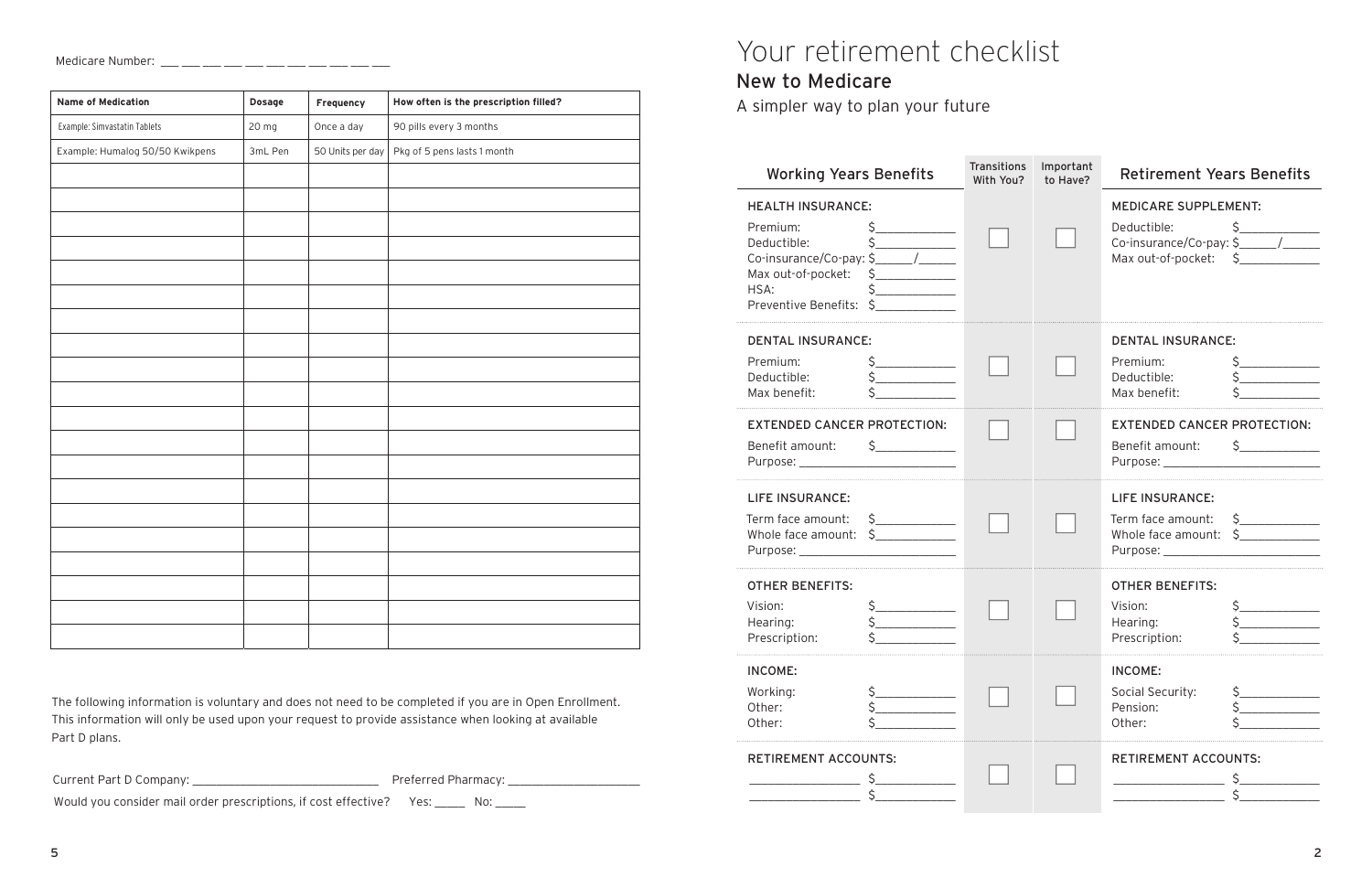Medicare Number: ___ ___ ___ ___ ___ ___ ___ ___ ___ ___ ___

| Name of Medication | Dosage | Frequency | How often is the prescription filled? |
|---|---|---|---|
| Example: Simvastatin Tablets | 20 mg | Once a day | 90 pills every 3 months |
| Example: Humalog 50/50 Kwikpens | 3mL Pen | 50 Units per day | Pkg of 5 pens lasts 1 month |
| | | | |
| | | | |
| | | | |
| | | | |
| | | | |
| | | | |
| | | | |
| | | | |
| | | | |
| | | | |
| | | | |
| | | | |
| | | | |
| | | | |
| | | | |
| | | | |
| | | | |
| | | | |
| | | | |
| | | | |

The following information is voluntary and does not need to be completed if you are in Open Enrollment. This information will only be used upon your request to provide assistance when looking at available Part D plans.

Current Part D Company: ______________________________ Preferred Pharmacy: _____________________

Would you consider mail order prescriptions, if cost effective? Yes: _____ No: _____

# Your retirement checklist

## New to Medicare

A simpler way to plan your future

| Working Years Benefits | Transitions With You? | Important to Have? | Retirement Years Benefits |
|---|---|---|---|
| **HEALTH INSURANCE:**<br>Premium: $____________<br>Deductible: $____________<br>Co-insurance/Co-pay: $______/______<br>Max out-of-pocket: $____________<br>HSA: $____________<br>Preventive Benefits: $____________ | ☐ | ☐ | **MEDICARE SUPPLEMENT:**<br>Deductible: $____________<br>Co-insurance/Co-pay: $______/______<br>Max out-of-pocket: $____________ |
| **DENTAL INSURANCE:**<br>Premium: $____________<br>Deductible: $____________<br>Max benefit: $____________ | ☐ | ☐ | **DENTAL INSURANCE:**<br>Premium: $____________<br>Deductible: $____________<br>Max benefit: $____________ |
| **EXTENDED CANCER PROTECTION:**<br>Benefit amount: $____________<br>Purpose: ________________________ | ☐ | ☐ | **EXTENDED CANCER PROTECTION:**<br>Benefit amount: $____________<br>Purpose: ________________________ |
| **LIFE INSURANCE:**<br>Term face amount: $____________<br>Whole face amount: $____________<br>Purpose: ________________________ | ☐ | ☐ | **LIFE INSURANCE:**<br>Term face amount: $____________<br>Whole face amount: $____________<br>Purpose: ________________________ |
| **OTHER BENEFITS:**<br>Vision: $____________<br>Hearing: $____________<br>Prescription: $____________ | ☐ | ☐ | **OTHER BENEFITS:**<br>Vision: $____________<br>Hearing: $____________<br>Prescription: $____________ |
| **INCOME:**<br>Working: $____________<br>Other: $____________<br>Other: $____________ | ☐ | ☐ | **INCOME:**<br>Social Security: $____________<br>Pension: $____________<br>Other: $____________ |
| **RETIREMENT ACCOUNTS:**<br>________________ $____________<br>________________ $____________ | ☐ | ☐ | **RETIREMENT ACCOUNTS:**<br>________________ $____________<br>________________ $____________ |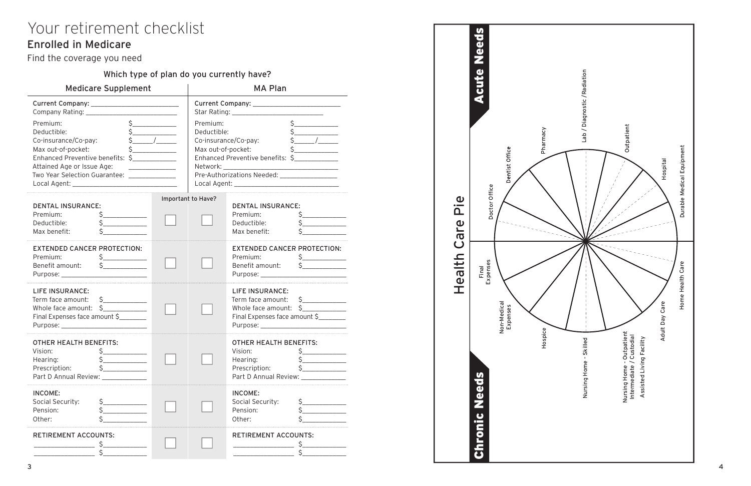# Your retirement checklist

## Enrolled in Medicare

Find the coverage you need

### Which type of plan do you currently have?

| Medicare Supplement | MA Plan |
|---|---|
| Current Company: ______________________ | Current Company: ______________________ |
| Company Rating: ______________________ | Star Rating: ______________________ |
| Premium: $__________ | Premium: $__________ |
| Deductible: $__________ | Deductible: $__________ |
| Co-insurance/Co-pay: $_____/_____ | Co-insurance/Co-pay: $_____/_____ |
| Max out-of-pocket: $__________ | Max out-of-pocket: $__________ |
| Enhanced Preventive benefits: $__________ | Enhanced Preventive benefits: $__________ |
| Attained Age or Issue Age: __________ | Network: ______________________ |
| Two Year Selection Guarantee: __________ | Pre-Authorizations Needed: ______________ |
| Local Agent: ______________________ | Local Agent: ______________________ |

| Medicare Supplement | Important to Have? | | MA Plan |
|---|---|---|---|
| DENTAL INSURANCE:<br>Premium: $__________<br>Deductible: $__________<br>Max benefit: $__________ | ☐ | ☐ | DENTAL INSURANCE:<br>Premium: $__________<br>Deductible: $__________<br>Max benefit: $__________ |
| EXTENDED CANCER PROTECTION:<br>Premium: $__________<br>Benefit amount: $__________<br>Purpose: ______________ | ☐ | ☐ | EXTENDED CANCER PROTECTION:<br>Premium: $__________<br>Benefit amount: $__________<br>Purpose: ______________ |
| LIFE INSURANCE:<br>Term face amount: $__________<br>Whole face amount: $__________<br>Final Expenses face amount $________<br>Purpose: ______________ | ☐ | ☐ | LIFE INSURANCE:<br>Term face amount: $__________<br>Whole face amount: $__________<br>Final Expenses face amount $________<br>Purpose: ______________ |
| OTHER HEALTH BENEFITS:<br>Vision: $__________<br>Hearing: $__________<br>Prescription: $__________<br>Part D Annual Review: __________ | ☐ | ☐ | OTHER HEALTH BENEFITS:<br>Vision: $__________<br>Hearing: $__________<br>Prescription: $__________<br>Part D Annual Review: __________ |
| INCOME:<br>Social Security: $__________<br>Pension: $__________<br>Other: $__________ | ☐ | ☐ | INCOME:<br>Social Security: $__________<br>Pension: $__________<br>Other: $__________ |
| RETIREMENT ACCOUNTS:<br>______________ $__________<br>______________ $__________ | ☐ | ☐ | RETIREMENT ACCOUNTS:<br>______________ $__________<br>______________ $__________ |

# Health Care Pie

**Acute Needs**

Doctor Office
Dentist Office
Pharmacy
Lab / Diagnostic / Radiation
Outpatient
Hospital
Durable Medical Equipment

**Chronic Needs**

Final Expenses
Non-Medical Expenses
Hospice
Nursing Home - Skilled
Nursing Home - Outpatient Intermediate / Custodial
Assisted Living Facility
Adult Day Care
Home Health Care